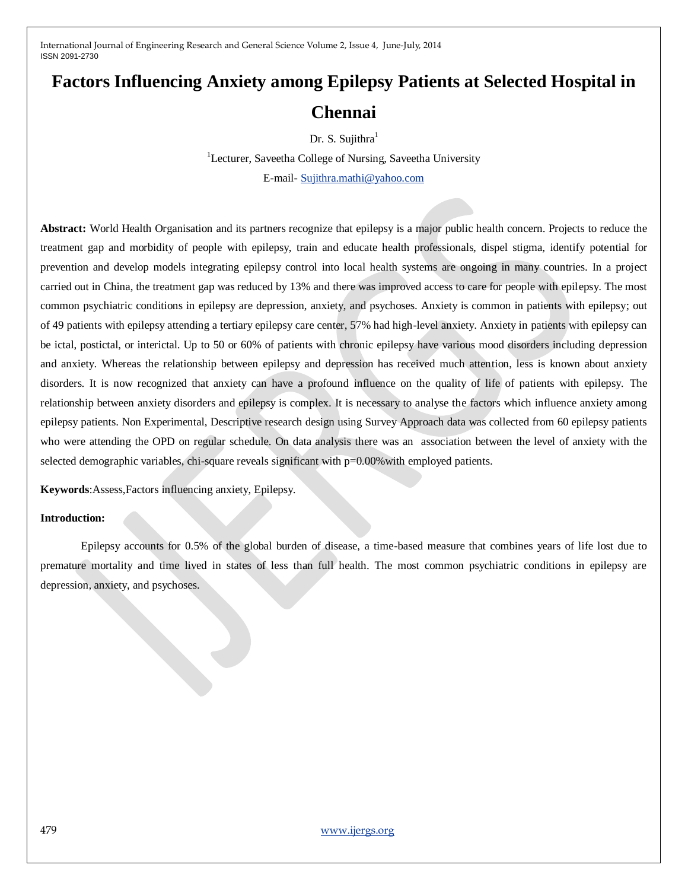# Factors Influencing Anxiety among Epilepsy Patients at Selected Hospital in Chennai

Dr. S. Sujithra[1]

[1]Lecturer, Saveetha College of Nursing, Saveetha University

E-mail- Sujithra.mathi@yahoo.com

**Abstract:** World Health Organisation and its partners recognize that epilepsy is a major public health concern. Projects to reduce the treatment gap and morbidity of people with epilepsy, train and educate health professionals, dispel stigma, identify potential for prevention and develop models integrating epilepsy control into local health systems are ongoing in many countries. In a project carried out in China, the treatment gap was reduced by 13% and there was improved access to care for people with epilepsy. The most common psychiatric conditions in epilepsy are depression, anxiety, and psychoses. Anxiety is common in patients with epilepsy; out of 49 patients with epilepsy attending a tertiary epilepsy care center, 57% had high-level anxiety. Anxiety in patients with epilepsy can be ictal, postictal, or interictal. Up to 50 or 60% of patients with chronic epilepsy have various mood disorders including depression and anxiety. Whereas the relationship between epilepsy and depression has received much attention, less is known about anxiety disorders. It is now recognized that anxiety can have a profound influence on the quality of life of patients with epilepsy. The relationship between anxiety disorders and epilepsy is complex. It is necessary to analyse the factors which influence anxiety among epilepsy patients. Non Experimental, Descriptive research design using Survey Approach data was collected from 60 epilepsy patients who were attending the OPD on regular schedule. On data analysis there was an association between the level of anxiety with the selected demographic variables, chi-square reveals significant with p=0.00%with employed patients.

**Keywords**:Assess,Factors influencing anxiety, Epilepsy.

**Introduction:**

Epilepsy accounts for 0.5% of the global burden of disease, a time-based measure that combines years of life lost due to premature mortality and time lived in states of less than full health. The most common psychiatric conditions in epilepsy are depression, anxiety, and psychoses.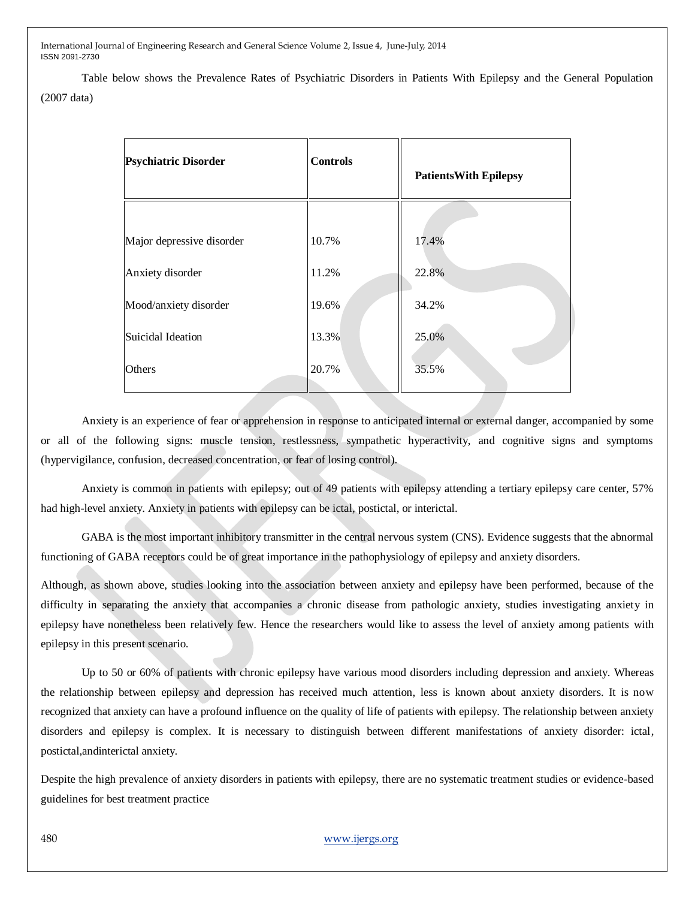Table below shows the Prevalence Rates of Psychiatric Disorders in Patients With Epilepsy and the General Population (2007 data)

| Psychiatric Disorder | Controls | PatientsWith Epilepsy |
|---|---|---|
| Major depressive disorder | 10.7% | 17.4% |
| Anxiety disorder | 11.2% | 22.8% |
| Mood/anxiety disorder | 19.6% | 34.2% |
| Suicidal Ideation | 13.3% | 25.0% |
| Others | 20.7% | 35.5% |

Anxiety is an experience of fear or apprehension in response to anticipated internal or external danger, accompanied by some or all of the following signs: muscle tension, restlessness, sympathetic hyperactivity, and cognitive signs and symptoms (hypervigilance, confusion, decreased concentration, or fear of losing control).

Anxiety is common in patients with epilepsy; out of 49 patients with epilepsy attending a tertiary epilepsy care center, 57% had high-level anxiety. Anxiety in patients with epilepsy can be ictal, postictal, or interictal.

GABA is the most important inhibitory transmitter in the central nervous system (CNS). Evidence suggests that the abnormal functioning of GABA receptors could be of great importance in the pathophysiology of epilepsy and anxiety disorders.

Although, as shown above, studies looking into the association between anxiety and epilepsy have been performed, because of the difficulty in separating the anxiety that accompanies a chronic disease from pathologic anxiety, studies investigating anxiety in epilepsy have nonetheless been relatively few. Hence the researchers would like to assess the level of anxiety among patients with epilepsy in this present scenario.

Up to 50 or 60% of patients with chronic epilepsy have various mood disorders including depression and anxiety. Whereas the relationship between epilepsy and depression has received much attention, less is known about anxiety disorders. It is now recognized that anxiety can have a profound influence on the quality of life of patients with epilepsy. The relationship between anxiety disorders and epilepsy is complex. It is necessary to distinguish between different manifestations of anxiety disorder: ictal, postictal,andinterictal anxiety.

Despite the high prevalence of anxiety disorders in patients with epilepsy, there are no systematic treatment studies or evidence-based guidelines for best treatment practice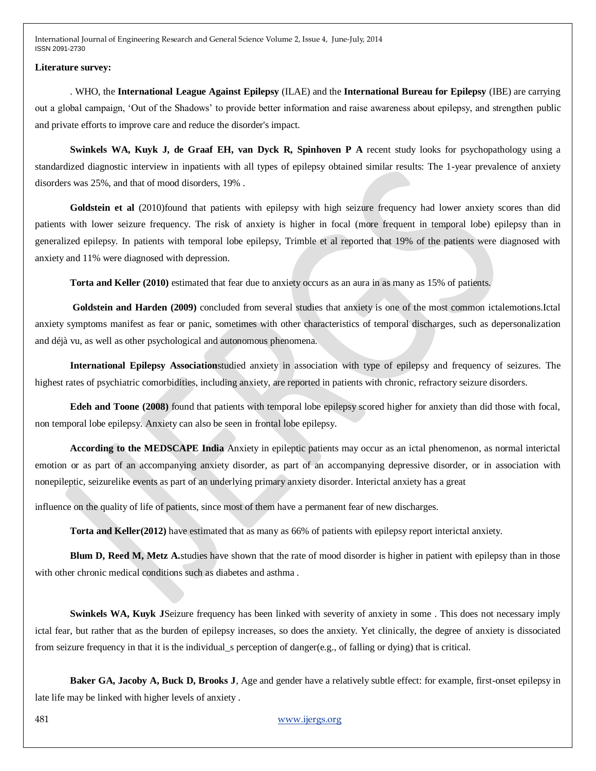**Literature survey:**

. WHO, the **International League Against Epilepsy** (ILAE) and the **International Bureau for Epilepsy** (IBE) are carrying out a global campaign, 'Out of the Shadows' to provide better information and raise awareness about epilepsy, and strengthen public and private efforts to improve care and reduce the disorder's impact.

**Swinkels WA, Kuyk J, de Graaf EH, van Dyck R, Spinhoven P A** recent study looks for psychopathology using a standardized diagnostic interview in inpatients with all types of epilepsy obtained similar results: The 1-year prevalence of anxiety disorders was 25%, and that of mood disorders, 19% .

**Goldstein et al** (2010)found that patients with epilepsy with high seizure frequency had lower anxiety scores than did patients with lower seizure frequency. The risk of anxiety is higher in focal (more frequent in temporal lobe) epilepsy than in generalized epilepsy. In patients with temporal lobe epilepsy, Trimble et al reported that 19% of the patients were diagnosed with anxiety and 11% were diagnosed with depression.

**Torta and Keller (2010)** estimated that fear due to anxiety occurs as an aura in as many as 15% of patients.

**Goldstein and Harden (2009)** concluded from several studies that anxiety is one of the most common ictalemotions.Ictal anxiety symptoms manifest as fear or panic, sometimes with other characteristics of temporal discharges, such as depersonalization and déjà vu, as well as other psychological and autonomous phenomena.

**International Epilepsy Association**studied anxiety in association with type of epilepsy and frequency of seizures. The highest rates of psychiatric comorbidities, including anxiety, are reported in patients with chronic, refractory seizure disorders.

**Edeh and Toone (2008)** found that patients with temporal lobe epilepsy scored higher for anxiety than did those with focal, non temporal lobe epilepsy. Anxiety can also be seen in frontal lobe epilepsy.

**According to the MEDSCAPE India** Anxiety in epileptic patients may occur as an ictal phenomenon, as normal interictal emotion or as part of an accompanying anxiety disorder, as part of an accompanying depressive disorder, or in association with nonepileptic, seizurelike events as part of an underlying primary anxiety disorder. Interictal anxiety has a great

influence on the quality of life of patients, since most of them have a permanent fear of new discharges.

**Torta and Keller(2012)** have estimated that as many as 66% of patients with epilepsy report interictal anxiety.

**Blum D, Reed M, Metz A.**studies have shown that the rate of mood disorder is higher in patient with epilepsy than in those with other chronic medical conditions such as diabetes and asthma .

**Swinkels WA, Kuyk J**Seizure frequency has been linked with severity of anxiety in some . This does not necessary imply ictal fear, but rather that as the burden of epilepsy increases, so does the anxiety. Yet clinically, the degree of anxiety is dissociated from seizure frequency in that it is the individual_s perception of danger(e.g., of falling or dying) that is critical.

**Baker GA, Jacoby A, Buck D, Brooks J**, Age and gender have a relatively subtle effect: for example, first-onset epilepsy in late life may be linked with higher levels of anxiety .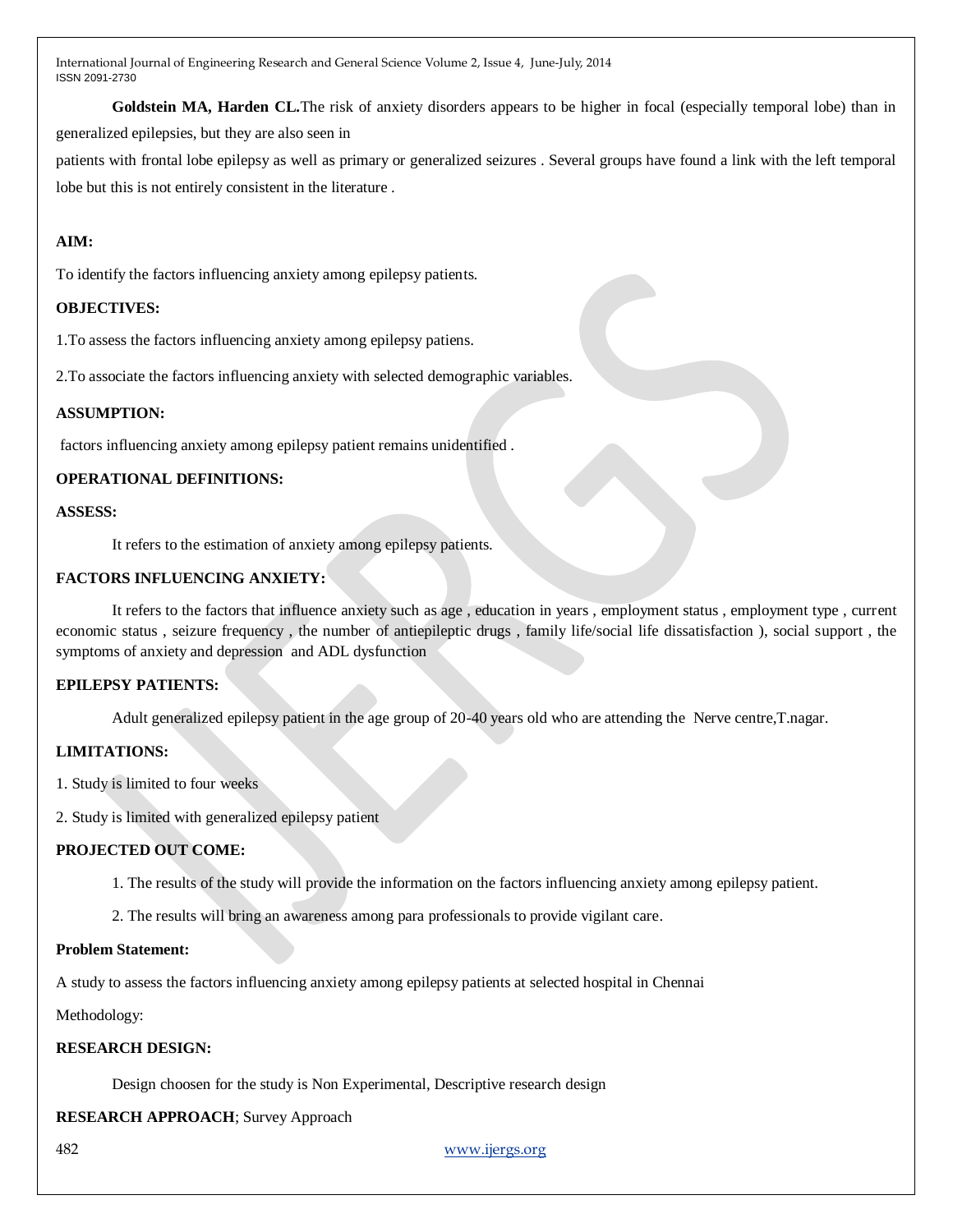**Goldstein MA, Harden CL.** The risk of anxiety disorders appears to be higher in focal (especially temporal lobe) than in generalized epilepsies, but they are also seen in

patients with frontal lobe epilepsy as well as primary or generalized seizures . Several groups have found a link with the left temporal lobe but this is not entirely consistent in the literature .

**AIM:**

To identify the factors influencing anxiety among epilepsy patients.

**OBJECTIVES:**

1.To assess the factors influencing anxiety among epilepsy patiens.

2.To associate the factors influencing anxiety with selected demographic variables.

**ASSUMPTION:**

factors influencing anxiety among epilepsy patient remains unidentified .

**OPERATIONAL DEFINITIONS:**

**ASSESS:**

It refers to the estimation of anxiety among epilepsy patients.

**FACTORS INFLUENCING ANXIETY:**

It refers to the factors that influence anxiety such as age , education in years , employment status , employment type , current economic status , seizure frequency , the number of antiepileptic drugs , family life/social life dissatisfaction ), social support , the symptoms of anxiety and depression and ADL dysfunction

**EPILEPSY PATIENTS:**

Adult generalized epilepsy patient in the age group of 20-40 years old who are attending the Nerve centre,T.nagar.

**LIMITATIONS:**

1. Study is limited to four weeks

2. Study is limited with generalized epilepsy patient

**PROJECTED OUT COME:**

1. The results of the study will provide the information on the factors influencing anxiety among epilepsy patient.

2. The results will bring an awareness among para professionals to provide vigilant care.

**Problem Statement:**

A study to assess the factors influencing anxiety among epilepsy patients at selected hospital in Chennai

Methodology:

**RESEARCH DESIGN:**

Design choosen for the study is Non Experimental, Descriptive research design

**RESEARCH APPROACH**; Survey Approach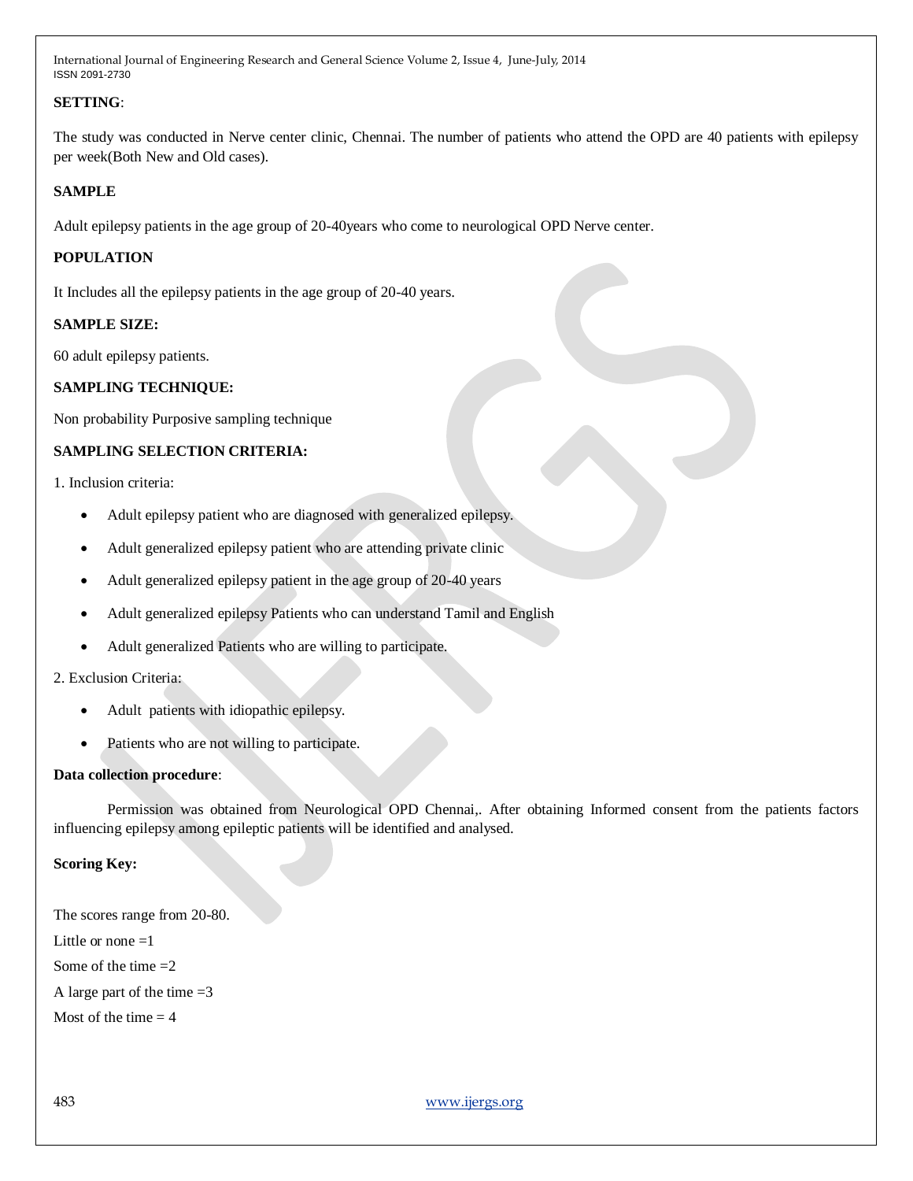**SETTING**:

The study was conducted in Nerve center clinic, Chennai. The number of patients who attend the OPD are 40 patients with epilepsy per week(Both New and Old cases).

**SAMPLE**

Adult epilepsy patients in the age group of 20-40years who come to neurological OPD Nerve center.

**POPULATION**

It Includes all the epilepsy patients in the age group of 20-40 years.

**SAMPLE SIZE:**

60 adult epilepsy patients.

**SAMPLING TECHNIQUE:**

Non probability Purposive sampling technique

**SAMPLING SELECTION CRITERIA:**

1. Inclusion criteria:

- Adult epilepsy patient who are diagnosed with generalized epilepsy.
- Adult generalized epilepsy patient who are attending private clinic
- Adult generalized epilepsy patient in the age group of 20-40 years
- Adult generalized epilepsy Patients who can understand Tamil and English
- Adult generalized Patients who are willing to participate.

2. Exclusion Criteria:

- Adult patients with idiopathic epilepsy.
- Patients who are not willing to participate.

**Data collection procedure**:

Permission was obtained from Neurological OPD Chennai,. After obtaining Informed consent from the patients factors influencing epilepsy among epileptic patients will be identified and analysed.

**Scoring Key:**

The scores range from 20-80.

Little or none =1

Some of the time =2

A large part of the time =3

Most of the time = 4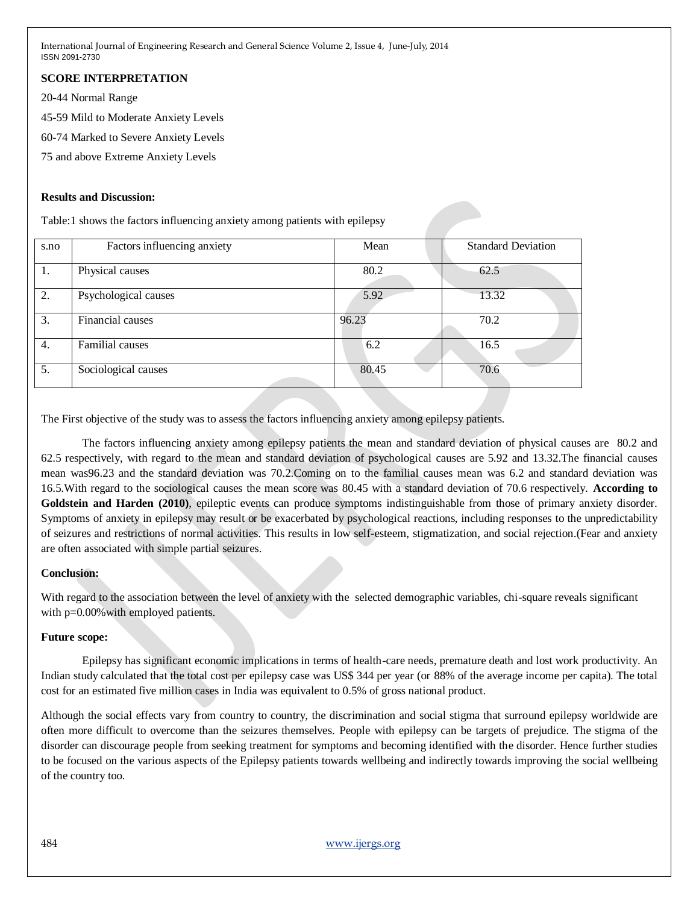**SCORE INTERPRETATION**

20-44 Normal Range

45-59 Mild to Moderate Anxiety Levels

60-74 Marked to Severe Anxiety Levels

75 and above Extreme Anxiety Levels

**Results and Discussion:**

Table:1 shows the factors influencing anxiety among patients with epilepsy

| s.no | Factors influencing anxiety | Mean | Standard Deviation |
|---|---|---|---|
| 1. | Physical causes | 80.2 | 62.5 |
| 2. | Psychological causes | 5.92 | 13.32 |
| 3. | Financial causes | 96.23 | 70.2 |
| 4. | Familial causes | 6.2 | 16.5 |
| 5. | Sociological causes | 80.45 | 70.6 |

The First objective of the study was to assess the factors influencing anxiety among epilepsy patients.

The factors influencing anxiety among epilepsy patients the mean and standard deviation of physical causes are 80.2 and 62.5 respectively, with regard to the mean and standard deviation of psychological causes are 5.92 and 13.32.The financial causes mean was96.23 and the standard deviation was 70.2.Coming on to the familial causes mean was 6.2 and standard deviation was 16.5.With regard to the sociological causes the mean score was 80.45 with a standard deviation of 70.6 respectively. **According to Goldstein and Harden (2010)**, epileptic events can produce symptoms indistinguishable from those of primary anxiety disorder. Symptoms of anxiety in epilepsy may result or be exacerbated by psychological reactions, including responses to the unpredictability of seizures and restrictions of normal activities. This results in low self-esteem, stigmatization, and social rejection.(Fear and anxiety are often associated with simple partial seizures.

**Conclusion:**

With regard to the association between the level of anxiety with the selected demographic variables, chi-square reveals significant with p=0.00%with employed patients.

**Future scope:**

Epilepsy has significant economic implications in terms of health-care needs, premature death and lost work productivity. An Indian study calculated that the total cost per epilepsy case was US$ 344 per year (or 88% of the average income per capita). The total cost for an estimated five million cases in India was equivalent to 0.5% of gross national product.

Although the social effects vary from country to country, the discrimination and social stigma that surround epilepsy worldwide are often more difficult to overcome than the seizures themselves. People with epilepsy can be targets of prejudice. The stigma of the disorder can discourage people from seeking treatment for symptoms and becoming identified with the disorder. Hence further studies to be focused on the various aspects of the Epilepsy patients towards wellbeing and indirectly towards improving the social wellbeing of the country too.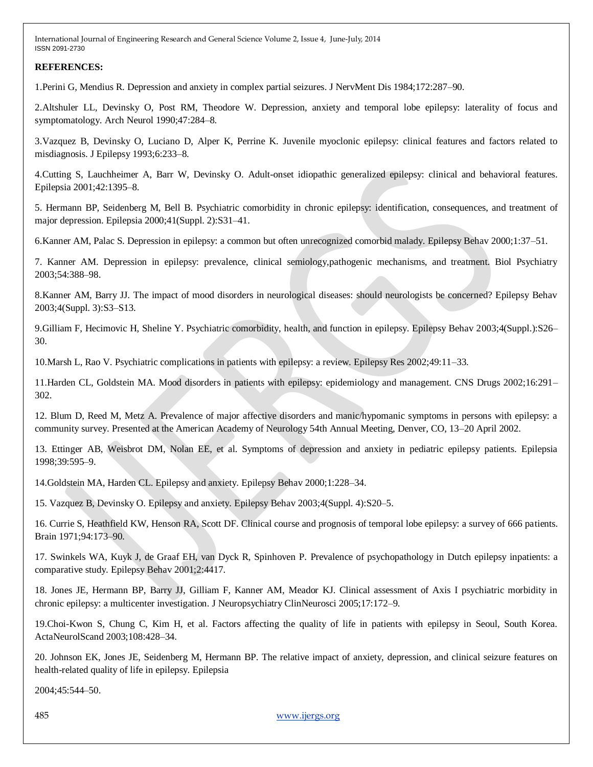**REFERENCES:**

1.Perini G, Mendius R. Depression and anxiety in complex partial seizures. J NervMent Dis 1984;172:287–90.

2.Altshuler LL, Devinsky O, Post RM, Theodore W. Depression, anxiety and temporal lobe epilepsy: laterality of focus and symptomatology. Arch Neurol 1990;47:284–8.

3.Vazquez B, Devinsky O, Luciano D, Alper K, Perrine K. Juvenile myoclonic epilepsy: clinical features and factors related to misdiagnosis. J Epilepsy 1993;6:233–8.

4.Cutting S, Lauchheimer A, Barr W, Devinsky O. Adult-onset idiopathic generalized epilepsy: clinical and behavioral features. Epilepsia 2001;42:1395–8.

5. Hermann BP, Seidenberg M, Bell B. Psychiatric comorbidity in chronic epilepsy: identification, consequences, and treatment of major depression. Epilepsia 2000;41(Suppl. 2):S31–41.

6.Kanner AM, Palac S. Depression in epilepsy: a common but often unrecognized comorbid malady. Epilepsy Behav 2000;1:37–51.

7. Kanner AM. Depression in epilepsy: prevalence, clinical semiology,pathogenic mechanisms, and treatment. Biol Psychiatry 2003;54:388–98.

8.Kanner AM, Barry JJ. The impact of mood disorders in neurological diseases: should neurologists be concerned? Epilepsy Behav 2003;4(Suppl. 3):S3–S13.

9.Gilliam F, Hecimovic H, Sheline Y. Psychiatric comorbidity, health, and function in epilepsy. Epilepsy Behav 2003;4(Suppl.):S26–30.

10.Marsh L, Rao V. Psychiatric complications in patients with epilepsy: a review. Epilepsy Res 2002;49:11–33.

11.Harden CL, Goldstein MA. Mood disorders in patients with epilepsy: epidemiology and management. CNS Drugs 2002;16:291–302.

12. Blum D, Reed M, Metz A. Prevalence of major affective disorders and manic/hypomanic symptoms in persons with epilepsy: a community survey. Presented at the American Academy of Neurology 54th Annual Meeting, Denver, CO, 13–20 April 2002.

13. Ettinger AB, Weisbrot DM, Nolan EE, et al. Symptoms of depression and anxiety in pediatric epilepsy patients. Epilepsia 1998;39:595–9.

14.Goldstein MA, Harden CL. Epilepsy and anxiety. Epilepsy Behav 2000;1:228–34.

15. Vazquez B, Devinsky O. Epilepsy and anxiety. Epilepsy Behav 2003;4(Suppl. 4):S20–5.

16. Currie S, Heathfield KW, Henson RA, Scott DF. Clinical course and prognosis of temporal lobe epilepsy: a survey of 666 patients. Brain 1971;94:173–90.

17. Swinkels WA, Kuyk J, de Graaf EH, van Dyck R, Spinhoven P. Prevalence of psychopathology in Dutch epilepsy inpatients: a comparative study. Epilepsy Behav 2001;2:4417.

18. Jones JE, Hermann BP, Barry JJ, Gilliam F, Kanner AM, Meador KJ. Clinical assessment of Axis I psychiatric morbidity in chronic epilepsy: a multicenter investigation. J Neuropsychiatry ClinNeurosci 2005;17:172–9.

19.Choi-Kwon S, Chung C, Kim H, et al. Factors affecting the quality of life in patients with epilepsy in Seoul, South Korea. ActaNeurolScand 2003;108:428–34.

20. Johnson EK, Jones JE, Seidenberg M, Hermann BP. The relative impact of anxiety, depression, and clinical seizure features on health-related quality of life in epilepsy. Epilepsia

2004;45:544–50.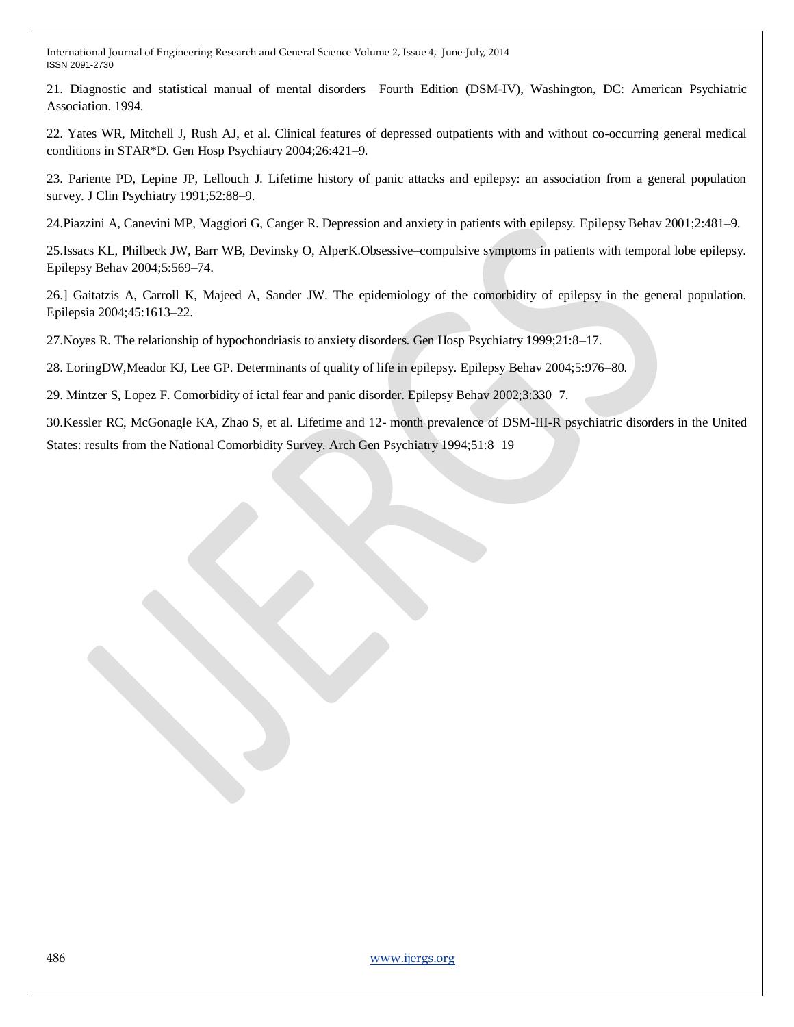21. Diagnostic and statistical manual of mental disorders—Fourth Edition (DSM-IV), Washington, DC: American Psychiatric Association. 1994.

22. Yates WR, Mitchell J, Rush AJ, et al. Clinical features of depressed outpatients with and without co-occurring general medical conditions in STAR*D. Gen Hosp Psychiatry 2004;26:421–9.

23. Pariente PD, Lepine JP, Lellouch J. Lifetime history of panic attacks and epilepsy: an association from a general population survey. J Clin Psychiatry 1991;52:88–9.

24.Piazzini A, Canevini MP, Maggiori G, Canger R. Depression and anxiety in patients with epilepsy. Epilepsy Behav 2001;2:481–9.

25.Issacs KL, Philbeck JW, Barr WB, Devinsky O, AlperK.Obsessive–compulsive symptoms in patients with temporal lobe epilepsy. Epilepsy Behav 2004;5:569–74.

26.] Gaitatzis A, Carroll K, Majeed A, Sander JW. The epidemiology of the comorbidity of epilepsy in the general population. Epilepsia 2004;45:1613–22.

27.Noyes R. The relationship of hypochondriasis to anxiety disorders. Gen Hosp Psychiatry 1999;21:8–17.

28. LoringDW,Meador KJ, Lee GP. Determinants of quality of life in epilepsy. Epilepsy Behav 2004;5:976–80.

29. Mintzer S, Lopez F. Comorbidity of ictal fear and panic disorder. Epilepsy Behav 2002;3:330–7.

30.Kessler RC, McGonagle KA, Zhao S, et al. Lifetime and 12- month prevalence of DSM-III-R psychiatric disorders in the United States: results from the National Comorbidity Survey. Arch Gen Psychiatry 1994;51:8–19